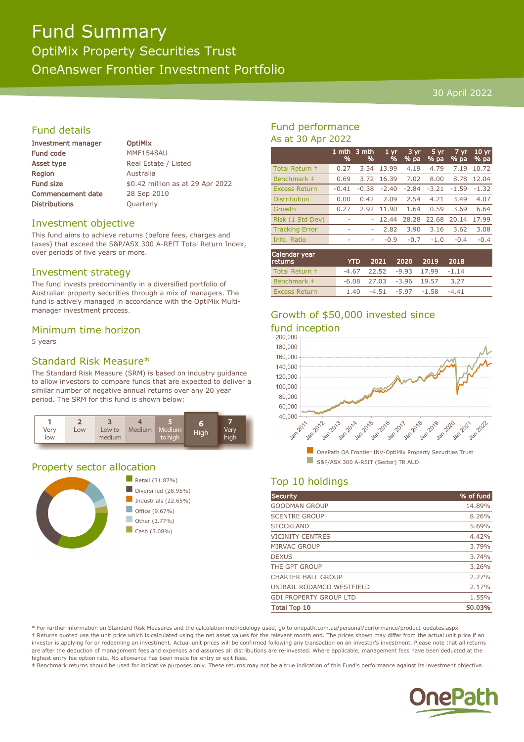# Fund Summary

## OptiMix Property Securities Trust

## OneAnswer Frontier Investment Portfolio

30 April 2022

## Fund details

| | |
|---|---|
| **Investment manager** | **OptiMix** |
| **Fund code** | MMF1548AU |
| **Asset type** | Real Estate / Listed |
| **Region** | Australia |
| **Fund size** | $0.42 million as at 29 Apr 2022 |
| **Commencement date** | 28 Sep 2010 |
| **Distributions** | Quarterly |

## Investment objective

This fund aims to achieve returns (before fees, charges and taxes) that exceed the S&P/ASX 300 A-REIT Total Return Index, over periods of five years or more.

## Investment strategy

The fund invests predominantly in a diversified portfolio of Australian property securities through a mix of managers. The fund is actively managed in accordance with the OptiMix Multi-manager investment process.

## Minimum time horizon

5 years

## Standard Risk Measure*

The Standard Risk Measure (SRM) is based on industry guidance to allow investors to compare funds that are expected to deliver a similar number of negative annual returns over any 20 year period. The SRM for this fund is shown below:

| 1 Very low | 2 Low | 3 Low to medium | 4 Medium | 5 Medium to high | **6 High** | 7 Very high |
|---|---|---|---|---|---|---|

## Property sector allocation

- Retail (31.87%)
- Diversified (28.95%)
- Industrials (22.65%)
- Office (9.67%)
- Other (3.77%)
- Cash (3.08%)

## Fund performance

As at 30 Apr 2022

| | 1 mth % | 3 mth % | 1 yr % | 3 yr % pa | 5 yr % pa | 7 yr % pa | 10 yr % pa |
|---|---|---|---|---|---|---|---|
| Total Return † | 0.27 | 3.34 | 13.99 | 4.19 | 4.79 | 7.19 | 10.72 |
| Benchmark ‡ | 0.69 | 3.72 | 16.39 | 7.02 | 8.00 | 8.78 | 12.04 |
| Excess Return | -0.41 | -0.38 | -2.40 | -2.84 | -3.21 | -1.59 | -1.32 |
| Distribution | 0.00 | 0.42 | 2.09 | 2.54 | 4.21 | 3.49 | 4.07 |
| Growth | 0.27 | 2.92 | 11.90 | 1.64 | 0.59 | 3.69 | 6.64 |
| Risk (1 Std Dev) | - | - | 12.44 | 28.28 | 22.68 | 20.14 | 17.99 |
| Tracking Error | - | - | 2.82 | 3.90 | 3.16 | 3.62 | 3.08 |
| Info. Ratio | - | - | -0.9 | -0.7 | -1.0 | -0.4 | -0.4 |

| Calendar year returns | YTD | 2021 | 2020 | 2019 | 2018 |
|---|---|---|---|---|---|
| Total Return † | -4.67 | 22.52 | -9.93 | 17.99 | -1.14 |
| Benchmark ‡ | -6.08 | 27.03 | -3.96 | 19.57 | 3.27 |
| Excess Return | 1.40 | -4.51 | -5.97 | -1.58 | -4.41 |

## Growth of $50,000 invested since fund inception

- OnePath OA Frontier INV-OptiMix Property Securities Trust
- S&P/ASX 300 A-REIT (Sector) TR AUD

## Top 10 holdings

| Security | % of fund |
|---|---|
| GOODMAN GROUP | 14.89% |
| SCENTRE GROUP | 8.26% |
| STOCKLAND | 5.69% |
| VICINITY CENTRES | 4.42% |
| MIRVAC GROUP | 3.79% |
| DEXUS | 3.74% |
| THE GPT GROUP | 3.26% |
| CHARTER HALL GROUP | 2.27% |
| UNIBAIL RODAMCO WESTFIELD | 2.17% |
| GDI PROPERTY GROUP LTD | 1.55% |
| **Total Top 10** | **50.03%** |

* For further information on Standard Risk Measures and the calculation methodology used, go to onepath.com.au/personal/performance/product-updates.aspx

† Returns quoted use the unit price which is calculated using the net asset values for the relevant month end. The prices shown may differ from the actual unit price if an investor is applying for or redeeming an investment. Actual unit prices will be confirmed following any transaction on an investor's investment. Please note that all returns are after the deduction of management fees and expenses and assumes all distributions are re-invested. Where applicable, management fees have been deducted at the highest entry fee option rate. No allowance has been made for entry or exit fees.

‡ Benchmark returns should be used for indicative purposes only. These returns may not be a true indication of this Fund's performance against its investment objective.

OnePath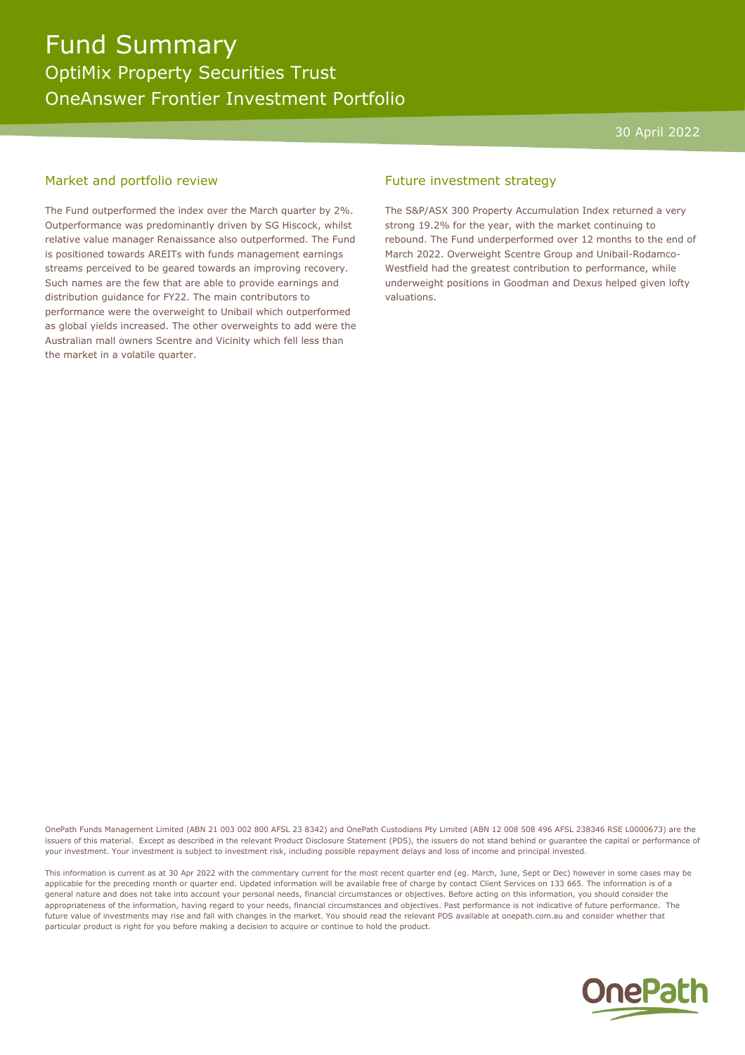# Fund Summary

## OptiMix Property Securities Trust

## OneAnswer Frontier Investment Portfolio

30 April 2022

### Market and portfolio review

The Fund outperformed the index over the March quarter by 2%. Outperformance was predominantly driven by SG Hiscock, whilst relative value manager Renaissance also outperformed. The Fund is positioned towards AREITs with funds management earnings streams perceived to be geared towards an improving recovery. Such names are the few that are able to provide earnings and distribution guidance for FY22. The main contributors to performance were the overweight to Unibail which outperformed as global yields increased. The other overweights to add were the Australian mall owners Scentre and Vicinity which fell less than the market in a volatile quarter.

### Future investment strategy

The S&P/ASX 300 Property Accumulation Index returned a very strong 19.2% for the year, with the market continuing to rebound. The Fund underperformed over 12 months to the end of March 2022. Overweight Scentre Group and Unibail-Rodamco-Westfield had the greatest contribution to performance, while underweight positions in Goodman and Dexus helped given lofty valuations.

OnePath Funds Management Limited (ABN 21 003 002 800 AFSL 23 8342) and OnePath Custodians Pty Limited (ABN 12 008 508 496 AFSL 238346 RSE L0000673) are the issuers of this material. Except as described in the relevant Product Disclosure Statement (PDS), the issuers do not stand behind or guarantee the capital or performance of your investment. Your investment is subject to investment risk, including possible repayment delays and loss of income and principal invested.

This information is current as at 30 Apr 2022 with the commentary current for the most recent quarter end (eg. March, June, Sept or Dec) however in some cases may be applicable for the preceding month or quarter end. Updated information will be available free of charge by contact Client Services on 133 665. The information is of a general nature and does not take into account your personal needs, financial circumstances or objectives. Before acting on this information, you should consider the appropriateness of the information, having regard to your needs, financial circumstances and objectives. Past performance is not indicative of future performance. The future value of investments may rise and fall with changes in the market. You should read the relevant PDS available at onepath.com.au and consider whether that particular product is right for you before making a decision to acquire or continue to hold the product.

OnePath